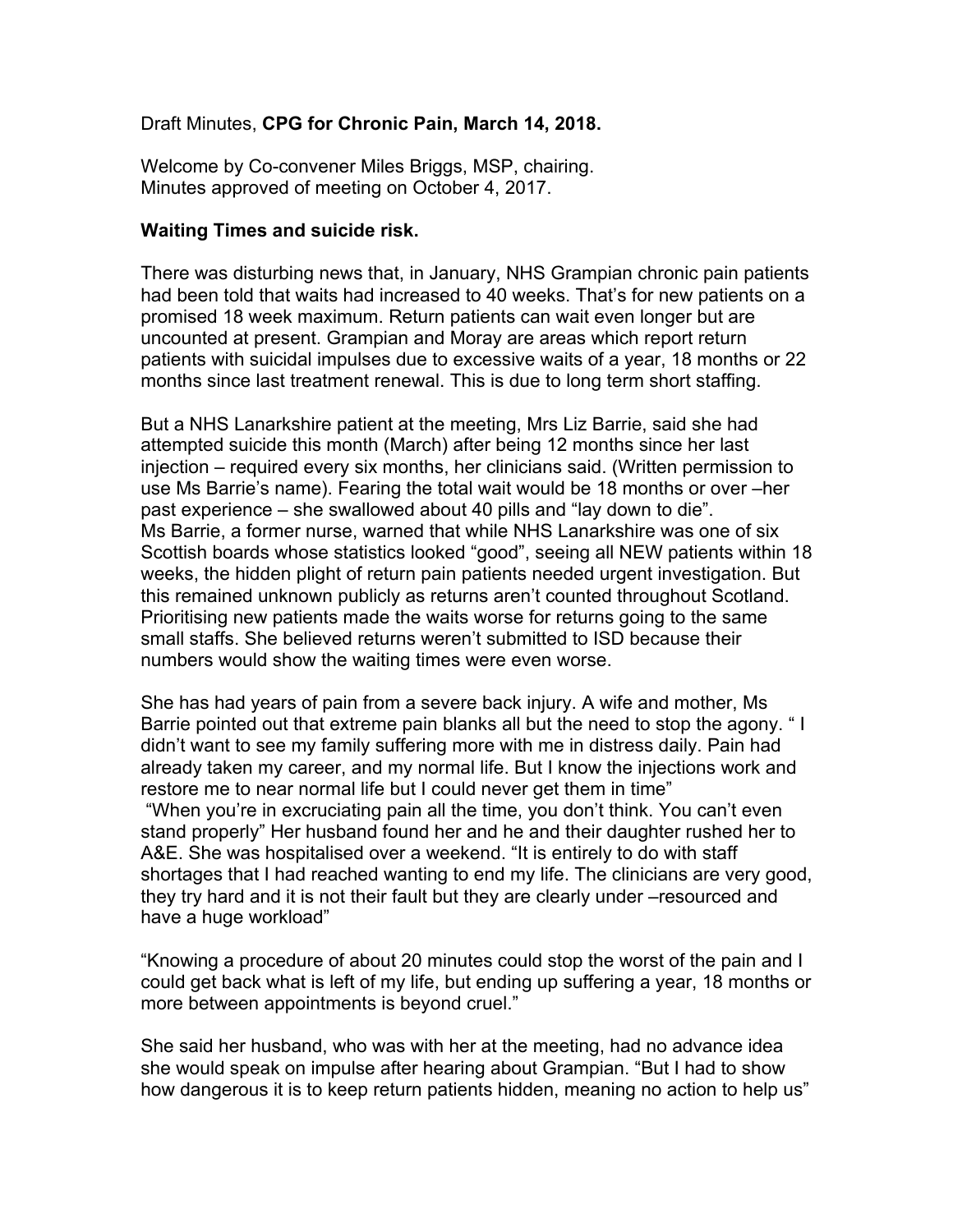Draft Minutes, **CPG for Chronic Pain, March 14, 2018.**

Welcome by Co-convener Miles Briggs, MSP, chairing.
Minutes approved of meeting on October 4, 2017.

**Waiting Times and suicide risk.**

There was disturbing news that, in January, NHS Grampian chronic pain patients had been told that waits had increased to 40 weeks. That's for new patients on a promised 18 week maximum. Return patients can wait even longer but are uncounted at present. Grampian and Moray are areas which report return patients with suicidal impulses due to excessive waits of a year, 18 months or 22 months since last treatment renewal. This is due to long term short staffing.

But a NHS Lanarkshire patient at the meeting, Mrs Liz Barrie, said she had attempted suicide this month (March) after being 12 months since her last injection – required every six months, her clinicians said. (Written permission to use Ms Barrie's name). Fearing the total wait would be 18 months or over –her past experience – she swallowed about 40 pills and "lay down to die".
Ms Barrie, a former nurse, warned that while NHS Lanarkshire was one of six Scottish boards whose statistics looked "good", seeing all NEW patients within 18 weeks, the hidden plight of return pain patients needed urgent investigation. But this remained unknown publicly as returns aren't counted throughout Scotland. Prioritising new patients made the waits worse for returns going to the same small staffs. She believed returns weren't submitted to ISD because their numbers would show the waiting times were even worse.

She has had years of pain from a severe back injury. A wife and mother, Ms Barrie pointed out that extreme pain blanks all but the need to stop the agony. " I didn't want to see my family suffering more with me in distress daily. Pain had already taken my career, and my normal life. But I know the injections work and restore me to near normal life but I could never get them in time"
"When you're in excruciating pain all the time, you don't think. You can't even stand properly" Her husband found her and he and their daughter rushed her to A&E. She was hospitalised over a weekend. "It is entirely to do with staff shortages that I had reached wanting to end my life. The clinicians are very good, they try hard and it is not their fault but they are clearly under –resourced and have a huge workload"

"Knowing a procedure of about 20 minutes could stop the worst of the pain and I could get back what is left of my life, but ending up suffering a year, 18 months or more between appointments is beyond cruel."

She said her husband, who was with her at the meeting, had no advance idea she would speak on impulse after hearing about Grampian. "But I had to show how dangerous it is to keep return patients hidden, meaning no action to help us"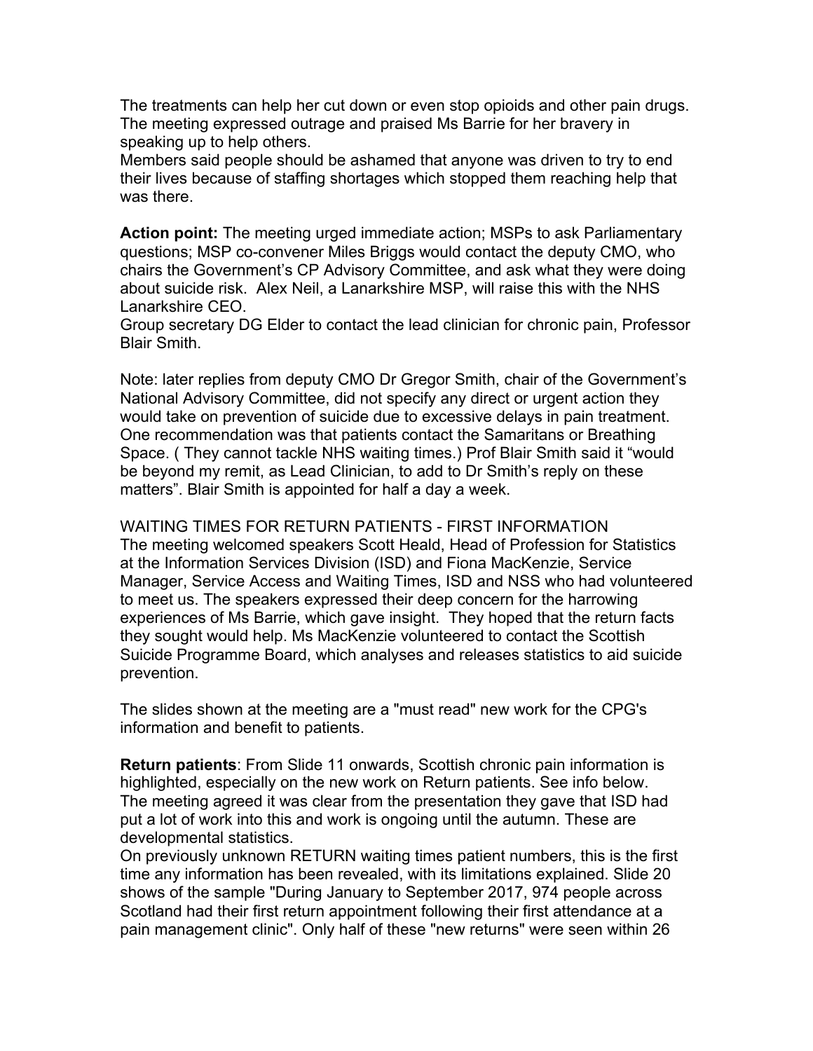The treatments can help her cut down or even stop opioids and other pain drugs. The meeting expressed outrage and praised Ms Barrie for her bravery in speaking up to help others.
Members said people should be ashamed that anyone was driven to try to end their lives because of staffing shortages which stopped them reaching help that was there.

**Action point:** The meeting urged immediate action; MSPs to ask Parliamentary questions; MSP co-convener Miles Briggs would contact the deputy CMO, who chairs the Government's CP Advisory Committee, and ask what they were doing about suicide risk. Alex Neil, a Lanarkshire MSP, will raise this with the NHS Lanarkshire CEO.
Group secretary DG Elder to contact the lead clinician for chronic pain, Professor Blair Smith.

Note: later replies from deputy CMO Dr Gregor Smith, chair of the Government's National Advisory Committee, did not specify any direct or urgent action they would take on prevention of suicide due to excessive delays in pain treatment. One recommendation was that patients contact the Samaritans or Breathing Space. ( They cannot tackle NHS waiting times.) Prof Blair Smith said it "would be beyond my remit, as Lead Clinician, to add to Dr Smith's reply on these matters". Blair Smith is appointed for half a day a week.

WAITING TIMES FOR RETURN PATIENTS - FIRST INFORMATION
The meeting welcomed speakers Scott Heald, Head of Profession for Statistics at the Information Services Division (ISD) and Fiona MacKenzie, Service Manager, Service Access and Waiting Times, ISD and NSS who had volunteered to meet us. The speakers expressed their deep concern for the harrowing experiences of Ms Barrie, which gave insight. They hoped that the return facts they sought would help. Ms MacKenzie volunteered to contact the Scottish Suicide Programme Board, which analyses and releases statistics to aid suicide prevention.

The slides shown at the meeting are a "must read" new work for the CPG's information and benefit to patients.

**Return patients**: From Slide 11 onwards, Scottish chronic pain information is highlighted, especially on the new work on Return patients. See info below.
The meeting agreed it was clear from the presentation they gave that ISD had put a lot of work into this and work is ongoing until the autumn. These are developmental statistics.
On previously unknown RETURN waiting times patient numbers, this is the first time any information has been revealed, with its limitations explained. Slide 20 shows of the sample "During January to September 2017, 974 people across Scotland had their first return appointment following their first attendance at a pain management clinic". Only half of these "new returns" were seen within 26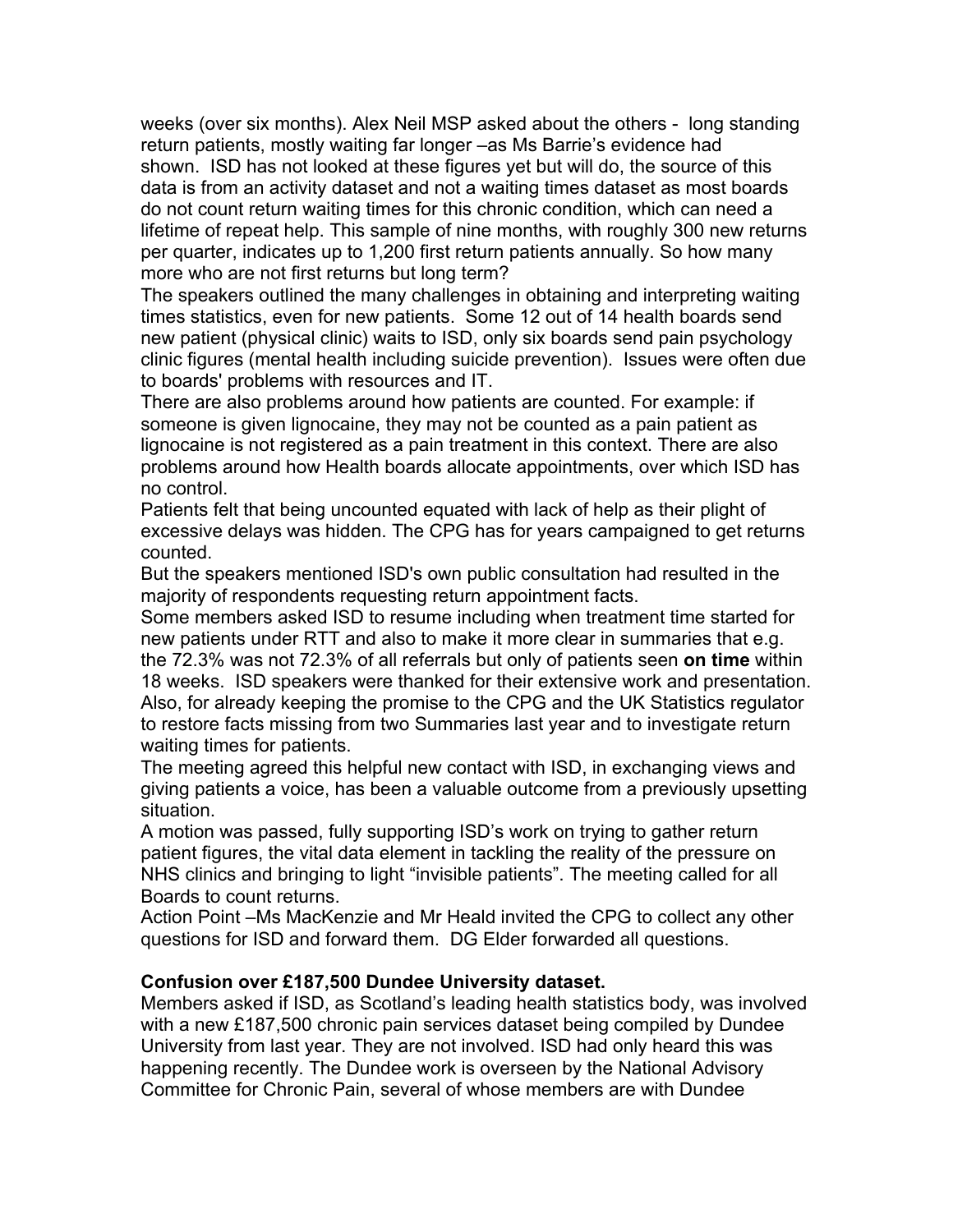weeks (over six months). Alex Neil MSP asked about the others - long standing return patients, mostly waiting far longer –as Ms Barrie's evidence had shown. ISD has not looked at these figures yet but will do, the source of this data is from an activity dataset and not a waiting times dataset as most boards do not count return waiting times for this chronic condition, which can need a lifetime of repeat help. This sample of nine months, with roughly 300 new returns per quarter, indicates up to 1,200 first return patients annually. So how many more who are not first returns but long term?

The speakers outlined the many challenges in obtaining and interpreting waiting times statistics, even for new patients. Some 12 out of 14 health boards send new patient (physical clinic) waits to ISD, only six boards send pain psychology clinic figures (mental health including suicide prevention). Issues were often due to boards' problems with resources and IT.

There are also problems around how patients are counted. For example: if someone is given lignocaine, they may not be counted as a pain patient as lignocaine is not registered as a pain treatment in this context. There are also problems around how Health boards allocate appointments, over which ISD has no control.

Patients felt that being uncounted equated with lack of help as their plight of excessive delays was hidden. The CPG has for years campaigned to get returns counted.

But the speakers mentioned ISD's own public consultation had resulted in the majority of respondents requesting return appointment facts.

Some members asked ISD to resume including when treatment time started for new patients under RTT and also to make it more clear in summaries that e.g. the 72.3% was not 72.3% of all referrals but only of patients seen **on time** within 18 weeks. ISD speakers were thanked for their extensive work and presentation. Also, for already keeping the promise to the CPG and the UK Statistics regulator to restore facts missing from two Summaries last year and to investigate return waiting times for patients.

The meeting agreed this helpful new contact with ISD, in exchanging views and giving patients a voice, has been a valuable outcome from a previously upsetting situation.

A motion was passed, fully supporting ISD's work on trying to gather return patient figures, the vital data element in tackling the reality of the pressure on NHS clinics and bringing to light "invisible patients". The meeting called for all Boards to count returns.

Action Point –Ms MacKenzie and Mr Heald invited the CPG to collect any other questions for ISD and forward them. DG Elder forwarded all questions.

**Confusion over £187,500 Dundee University dataset.**

Members asked if ISD, as Scotland's leading health statistics body, was involved with a new £187,500 chronic pain services dataset being compiled by Dundee University from last year. They are not involved. ISD had only heard this was happening recently. The Dundee work is overseen by the National Advisory Committee for Chronic Pain, several of whose members are with Dundee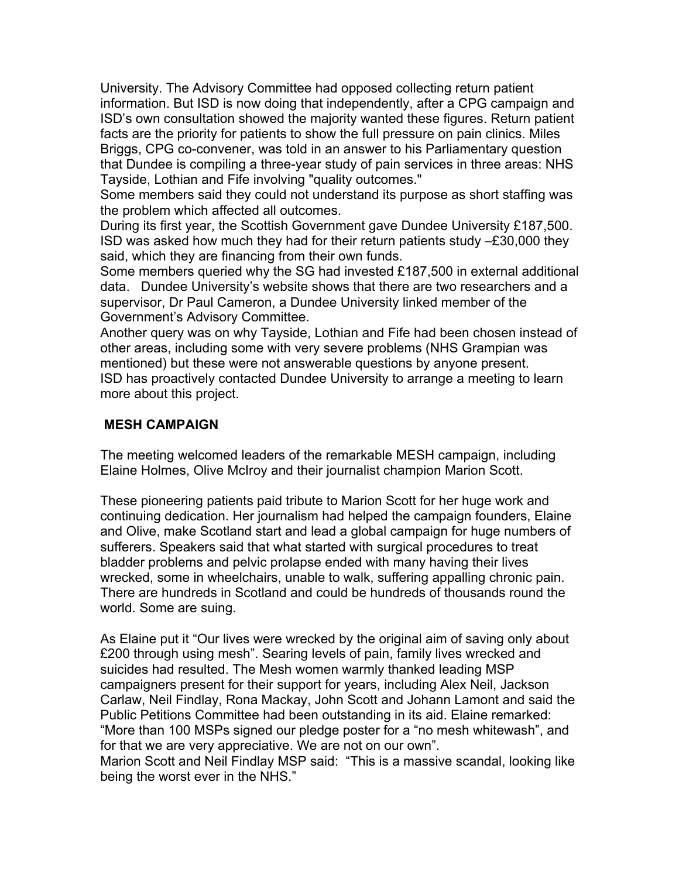University. The Advisory Committee had opposed collecting return patient information. But ISD is now doing that independently, after a CPG campaign and ISD's own consultation showed the majority wanted these figures. Return patient facts are the priority for patients to show the full pressure on pain clinics. Miles Briggs, CPG co-convener, was told in an answer to his Parliamentary question that Dundee is compiling a three-year study of pain services in three areas: NHS Tayside, Lothian and Fife involving "quality outcomes."

Some members said they could not understand its purpose as short staffing was the problem which affected all outcomes.

During its first year, the Scottish Government gave Dundee University £187,500. ISD was asked how much they had for their return patients study –£30,000 they said, which they are financing from their own funds.

Some members queried why the SG had invested £187,500 in external additional data. Dundee University's website shows that there are two researchers and a supervisor, Dr Paul Cameron, a Dundee University linked member of the Government's Advisory Committee.

Another query was on why Tayside, Lothian and Fife had been chosen instead of other areas, including some with very severe problems (NHS Grampian was mentioned) but these were not answerable questions by anyone present.

ISD has proactively contacted Dundee University to arrange a meeting to learn more about this project.

## MESH CAMPAIGN

The meeting welcomed leaders of the remarkable MESH campaign, including Elaine Holmes, Olive McIroy and their journalist champion Marion Scott.

These pioneering patients paid tribute to Marion Scott for her huge work and continuing dedication. Her journalism had helped the campaign founders, Elaine and Olive, make Scotland start and lead a global campaign for huge numbers of sufferers. Speakers said that what started with surgical procedures to treat bladder problems and pelvic prolapse ended with many having their lives wrecked, some in wheelchairs, unable to walk, suffering appalling chronic pain. There are hundreds in Scotland and could be hundreds of thousands round the world. Some are suing.

As Elaine put it "Our lives were wrecked by the original aim of saving only about £200 through using mesh". Searing levels of pain, family lives wrecked and suicides had resulted. The Mesh women warmly thanked leading MSP campaigners present for their support for years, including Alex Neil, Jackson Carlaw, Neil Findlay, Rona Mackay, John Scott and Johann Lamont and said the Public Petitions Committee had been outstanding in its aid. Elaine remarked: "More than 100 MSPs signed our pledge poster for a "no mesh whitewash", and for that we are very appreciative. We are not on our own".

Marion Scott and Neil Findlay MSP said: "This is a massive scandal, looking like being the worst ever in the NHS."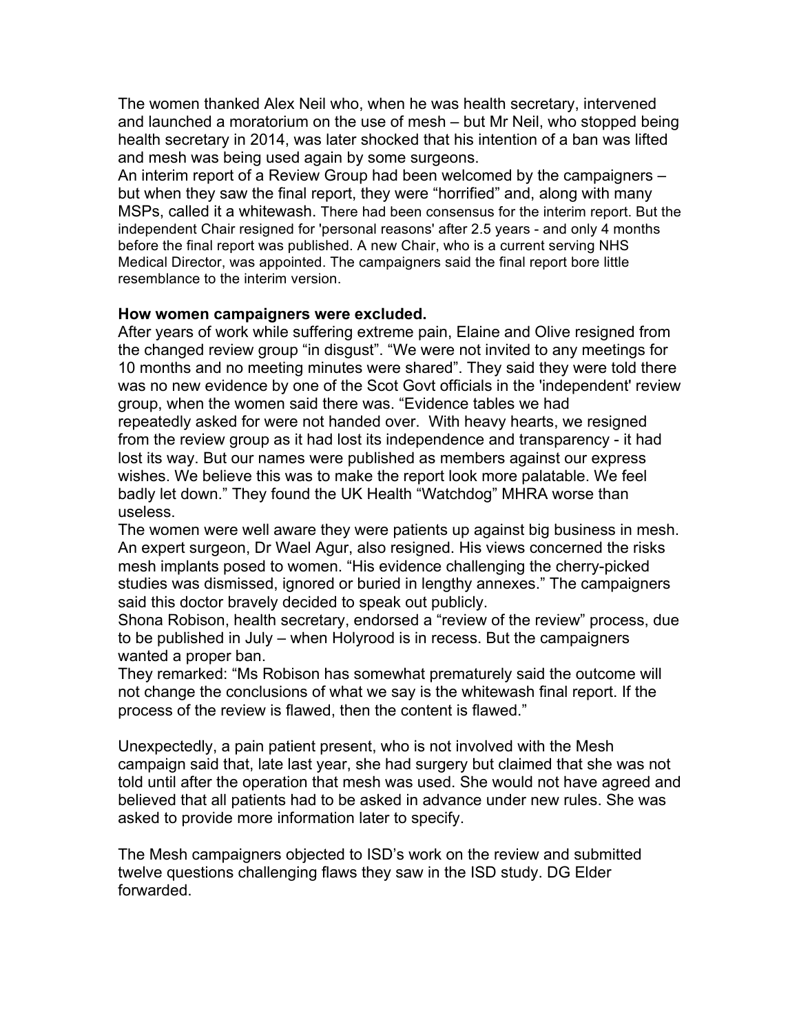The women thanked Alex Neil who, when he was health secretary, intervened and launched a moratorium on the use of mesh – but Mr Neil, who stopped being health secretary in 2014, was later shocked that his intention of a ban was lifted and mesh was being used again by some surgeons.
An interim report of a Review Group had been welcomed by the campaigners – but when they saw the final report, they were "horrified" and, along with many MSPs, called it a whitewash. There had been consensus for the interim report. But the independent Chair resigned for 'personal reasons' after 2.5 years - and only 4 months before the final report was published. A new Chair, who is a current serving NHS Medical Director, was appointed. The campaigners said the final report bore little resemblance to the interim version.

**How women campaigners were excluded.**
After years of work while suffering extreme pain, Elaine and Olive resigned from the changed review group "in disgust". "We were not invited to any meetings for 10 months and no meeting minutes were shared". They said they were told there was no new evidence by one of the Scot Govt officials in the 'independent' review group, when the women said there was. "Evidence tables we had repeatedly asked for were not handed over. With heavy hearts, we resigned from the review group as it had lost its independence and transparency - it had lost its way. But our names were published as members against our express wishes. We believe this was to make the report look more palatable. We feel badly let down." They found the UK Health "Watchdog" MHRA worse than useless.
The women were well aware they were patients up against big business in mesh. An expert surgeon, Dr Wael Agur, also resigned. His views concerned the risks mesh implants posed to women. "His evidence challenging the cherry-picked studies was dismissed, ignored or buried in lengthy annexes." The campaigners said this doctor bravely decided to speak out publicly.
Shona Robison, health secretary, endorsed a "review of the review" process, due to be published in July – when Holyrood is in recess. But the campaigners wanted a proper ban.
They remarked: "Ms Robison has somewhat prematurely said the outcome will not change the conclusions of what we say is the whitewash final report. If the process of the review is flawed, then the content is flawed."

Unexpectedly, a pain patient present, who is not involved with the Mesh campaign said that, late last year, she had surgery but claimed that she was not told until after the operation that mesh was used. She would not have agreed and believed that all patients had to be asked in advance under new rules. She was asked to provide more information later to specify.

The Mesh campaigners objected to ISD's work on the review and submitted twelve questions challenging flaws they saw in the ISD study. DG Elder forwarded.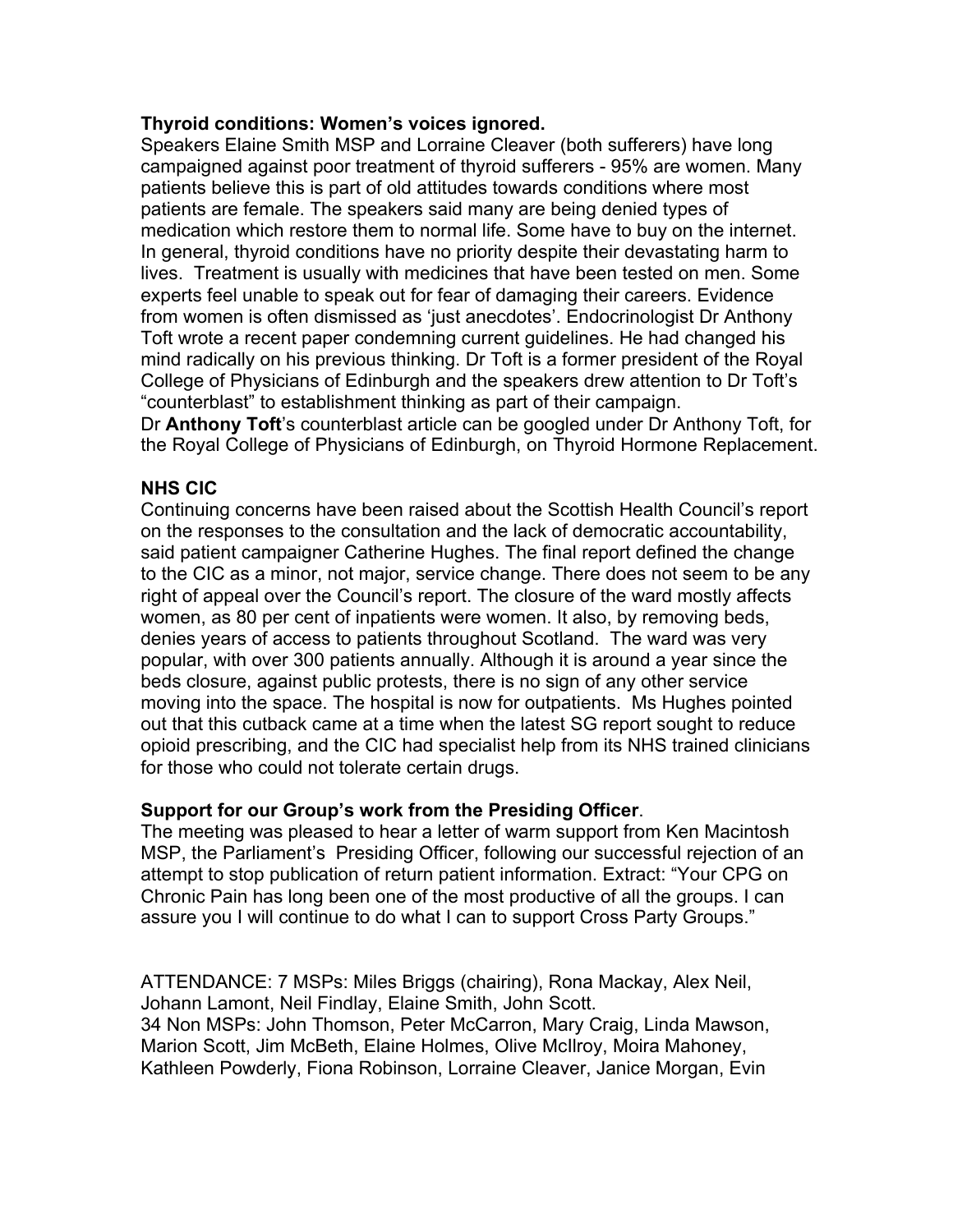**Thyroid conditions: Women's voices ignored.**

Speakers Elaine Smith MSP and Lorraine Cleaver (both sufferers) have long campaigned against poor treatment of thyroid sufferers - 95% are women. Many patients believe this is part of old attitudes towards conditions where most patients are female. The speakers said many are being denied types of medication which restore them to normal life. Some have to buy on the internet. In general, thyroid conditions have no priority despite their devastating harm to lives. Treatment is usually with medicines that have been tested on men. Some experts feel unable to speak out for fear of damaging their careers. Evidence from women is often dismissed as 'just anecdotes'. Endocrinologist Dr Anthony Toft wrote a recent paper condemning current guidelines. He had changed his mind radically on his previous thinking. Dr Toft is a former president of the Royal College of Physicians of Edinburgh and the speakers drew attention to Dr Toft's "counterblast" to establishment thinking as part of their campaign.

Dr **Anthony Toft**'s counterblast article can be googled under Dr Anthony Toft, for the Royal College of Physicians of Edinburgh, on Thyroid Hormone Replacement.

**NHS CIC**

Continuing concerns have been raised about the Scottish Health Council's report on the responses to the consultation and the lack of democratic accountability, said patient campaigner Catherine Hughes. The final report defined the change to the CIC as a minor, not major, service change. There does not seem to be any right of appeal over the Council's report. The closure of the ward mostly affects women, as 80 per cent of inpatients were women. It also, by removing beds, denies years of access to patients throughout Scotland. The ward was very popular, with over 300 patients annually. Although it is around a year since the beds closure, against public protests, there is no sign of any other service moving into the space. The hospital is now for outpatients. Ms Hughes pointed out that this cutback came at a time when the latest SG report sought to reduce opioid prescribing, and the CIC had specialist help from its NHS trained clinicians for those who could not tolerate certain drugs.

**Support for our Group's work from the Presiding Officer**.

The meeting was pleased to hear a letter of warm support from Ken Macintosh MSP, the Parliament's Presiding Officer, following our successful rejection of an attempt to stop publication of return patient information. Extract: "Your CPG on Chronic Pain has long been one of the most productive of all the groups. I can assure you I will continue to do what I can to support Cross Party Groups."

ATTENDANCE: 7 MSPs: Miles Briggs (chairing), Rona Mackay, Alex Neil, Johann Lamont, Neil Findlay, Elaine Smith, John Scott.

34 Non MSPs: John Thomson, Peter McCarron, Mary Craig, Linda Mawson, Marion Scott, Jim McBeth, Elaine Holmes, Olive McIlroy, Moira Mahoney, Kathleen Powderly, Fiona Robinson, Lorraine Cleaver, Janice Morgan, Evin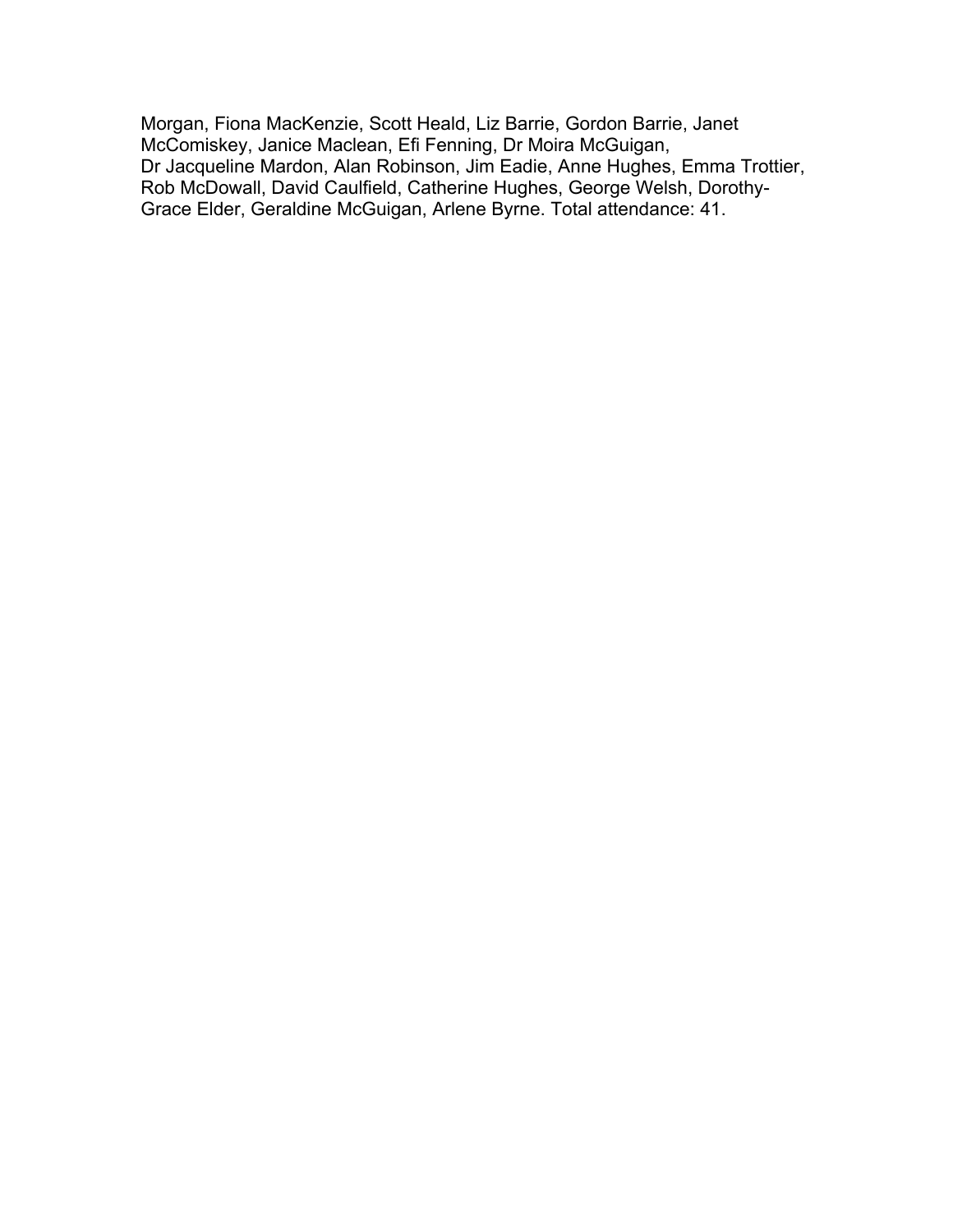Morgan, Fiona MacKenzie, Scott Heald, Liz Barrie, Gordon Barrie, Janet McComiskey, Janice Maclean, Efi Fenning, Dr Moira McGuigan, Dr Jacqueline Mardon, Alan Robinson, Jim Eadie, Anne Hughes, Emma Trottier, Rob McDowall, David Caulfield, Catherine Hughes, George Welsh, Dorothy-Grace Elder, Geraldine McGuigan, Arlene Byrne. Total attendance: 41.